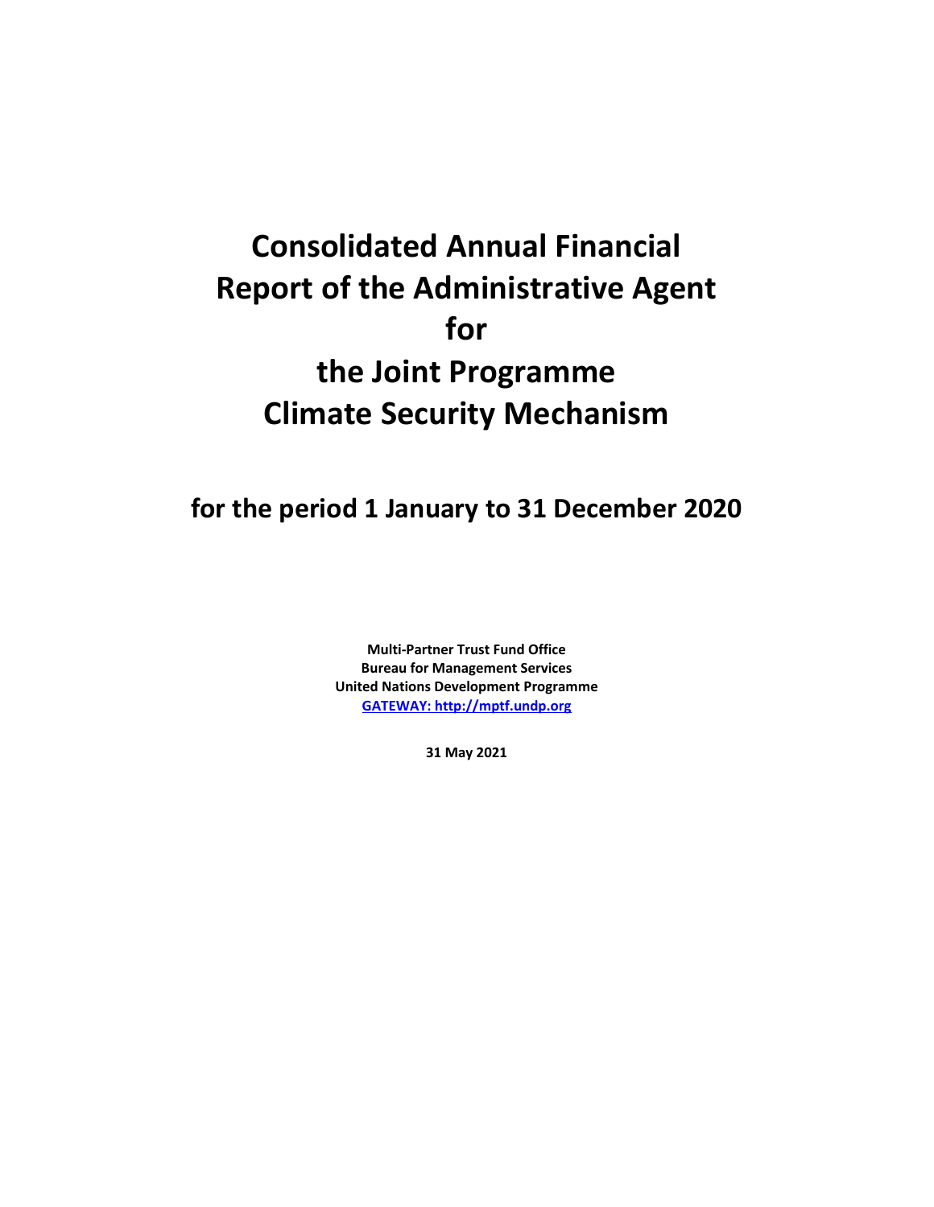# Consolidated Annual Financial Report of the Administrative Agent for the Joint Programme Climate Security Mechanism

## for the period 1 January to 31 December 2020

**Multi-Partner Trust Fund Office**
**Bureau for Management Services**
**United Nations Development Programme**
**[GATEWAY: http://mptf.undp.org](http://mptf.undp.org)**

**31 May 2021**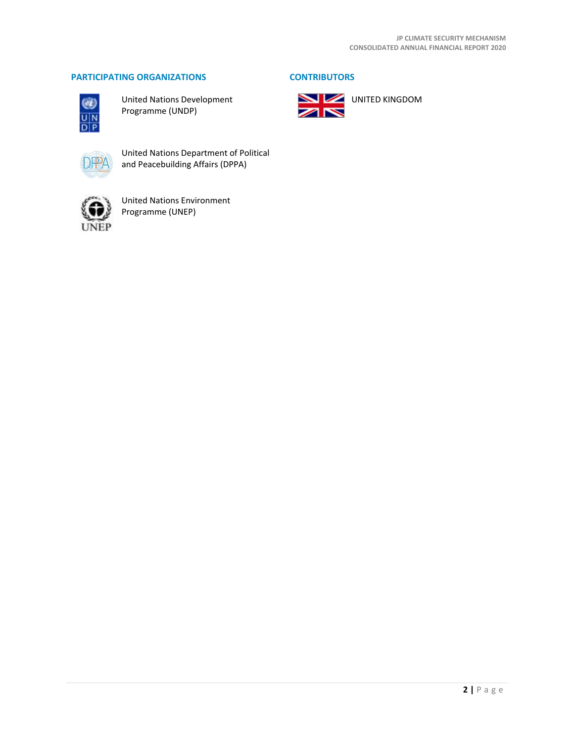## PARTICIPATING ORGANIZATIONS

United Nations Development Programme (UNDP)

United Nations Department of Political and Peacebuilding Affairs (DPPA)

United Nations Environment Programme (UNEP)

## CONTRIBUTORS

UNITED KINGDOM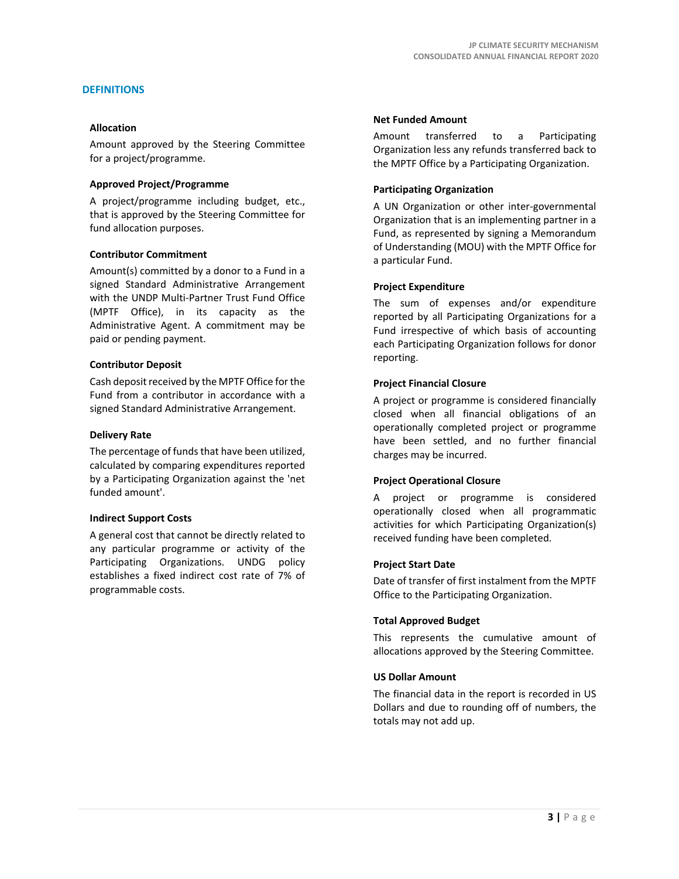## DEFINITIONS

**Allocation**

Amount approved by the Steering Committee for a project/programme.

**Approved Project/Programme**

A project/programme including budget, etc., that is approved by the Steering Committee for fund allocation purposes.

**Contributor Commitment**

Amount(s) committed by a donor to a Fund in a signed Standard Administrative Arrangement with the UNDP Multi-Partner Trust Fund Office (MPTF Office), in its capacity as the Administrative Agent. A commitment may be paid or pending payment.

**Contributor Deposit**

Cash deposit received by the MPTF Office for the Fund from a contributor in accordance with a signed Standard Administrative Arrangement.

**Delivery Rate**

The percentage of funds that have been utilized, calculated by comparing expenditures reported by a Participating Organization against the 'net funded amount'.

**Indirect Support Costs**

A general cost that cannot be directly related to any particular programme or activity of the Participating Organizations. UNDG policy establishes a fixed indirect cost rate of 7% of programmable costs.

**Net Funded Amount**

Amount transferred to a Participating Organization less any refunds transferred back to the MPTF Office by a Participating Organization.

**Participating Organization**

A UN Organization or other inter-governmental Organization that is an implementing partner in a Fund, as represented by signing a Memorandum of Understanding (MOU) with the MPTF Office for a particular Fund.

**Project Expenditure**

The sum of expenses and/or expenditure reported by all Participating Organizations for a Fund irrespective of which basis of accounting each Participating Organization follows for donor reporting.

**Project Financial Closure**

A project or programme is considered financially closed when all financial obligations of an operationally completed project or programme have been settled, and no further financial charges may be incurred.

**Project Operational Closure**

A project or programme is considered operationally closed when all programmatic activities for which Participating Organization(s) received funding have been completed.

**Project Start Date**

Date of transfer of first instalment from the MPTF Office to the Participating Organization.

**Total Approved Budget**

This represents the cumulative amount of allocations approved by the Steering Committee.

**US Dollar Amount**

The financial data in the report is recorded in US Dollars and due to rounding off of numbers, the totals may not add up.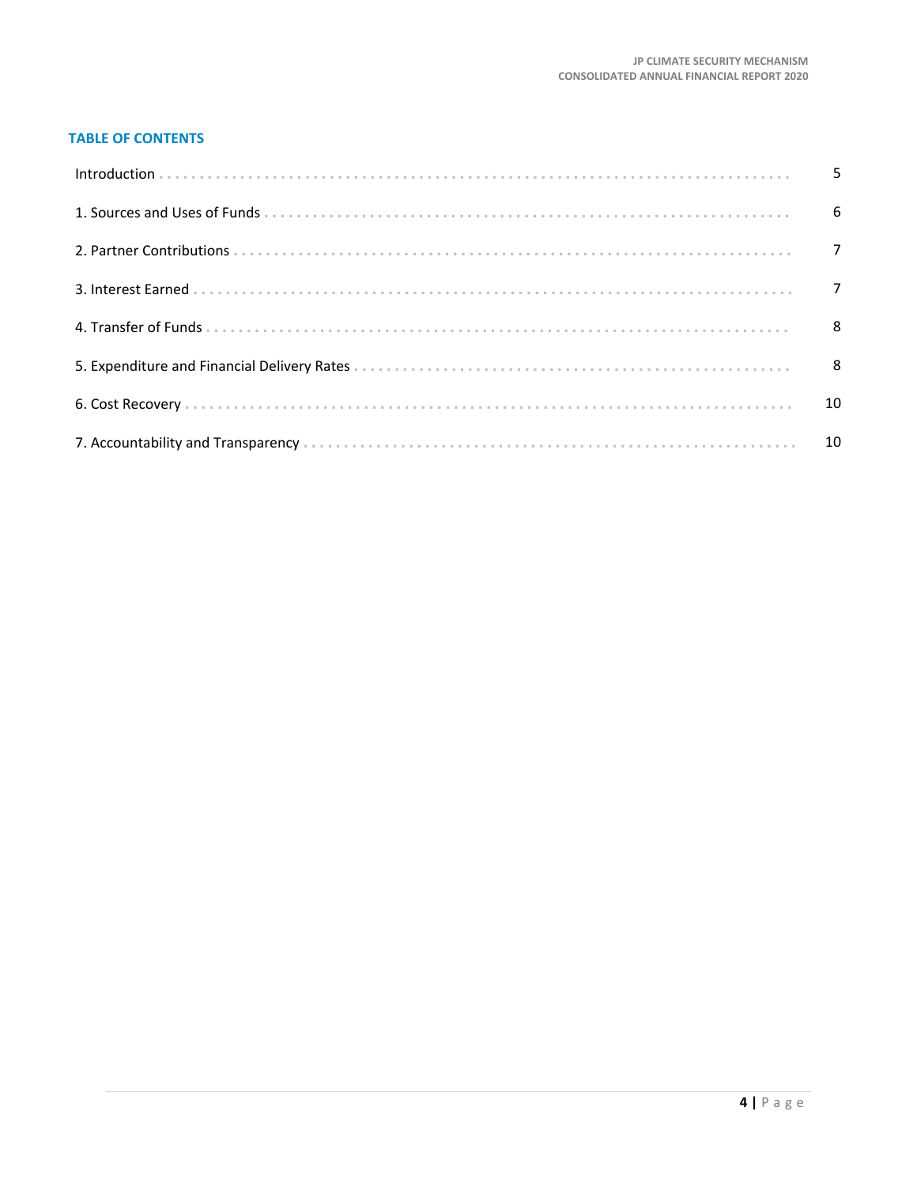## TABLE OF CONTENTS

| | |
|---|---|
| Introduction | 5 |
| 1. Sources and Uses of Funds | 6 |
| 2. Partner Contributions | 7 |
| 3. Interest Earned | 7 |
| 4. Transfer of Funds | 8 |
| 5. Expenditure and Financial Delivery Rates | 8 |
| 6. Cost Recovery | 10 |
| 7. Accountability and Transparency | 10 |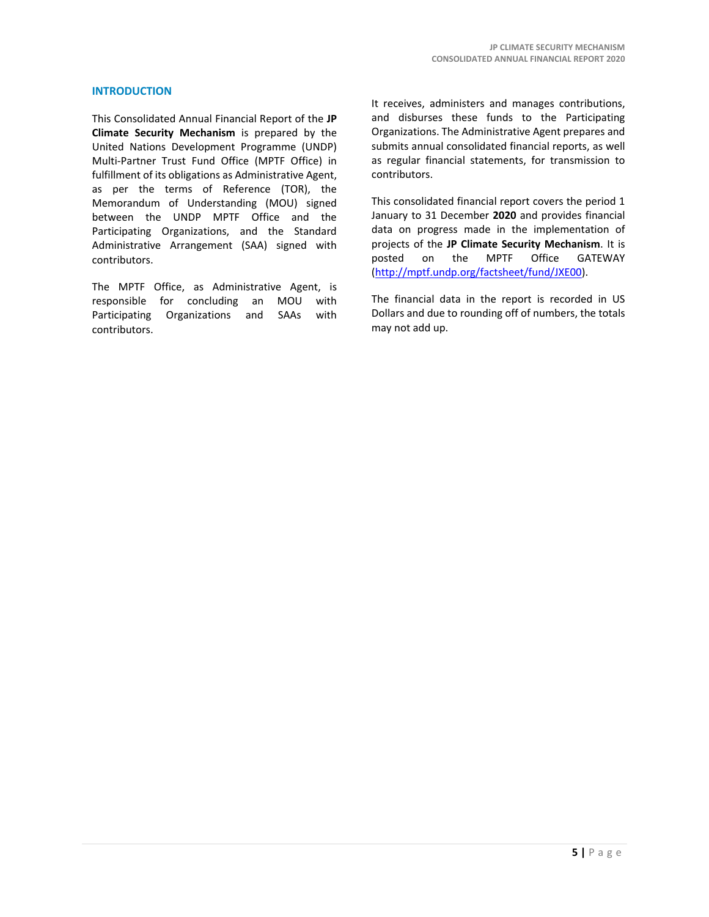## INTRODUCTION

This Consolidated Annual Financial Report of the **JP Climate Security Mechanism** is prepared by the United Nations Development Programme (UNDP) Multi-Partner Trust Fund Office (MPTF Office) in fulfillment of its obligations as Administrative Agent, as per the terms of Reference (TOR), the Memorandum of Understanding (MOU) signed between the UNDP MPTF Office and the Participating Organizations, and the Standard Administrative Arrangement (SAA) signed with contributors.

The MPTF Office, as Administrative Agent, is responsible for concluding an MOU with Participating Organizations and SAAs with contributors.

It receives, administers and manages contributions, and disburses these funds to the Participating Organizations. The Administrative Agent prepares and submits annual consolidated financial reports, as well as regular financial statements, for transmission to contributors.

This consolidated financial report covers the period 1 January to 31 December **2020** and provides financial data on progress made in the implementation of projects of the **JP Climate Security Mechanism**. It is posted on the MPTF Office GATEWAY ([http://mptf.undp.org/factsheet/fund/JXE00](http://mptf.undp.org/factsheet/fund/JXE00)).

The financial data in the report is recorded in US Dollars and due to rounding off of numbers, the totals may not add up.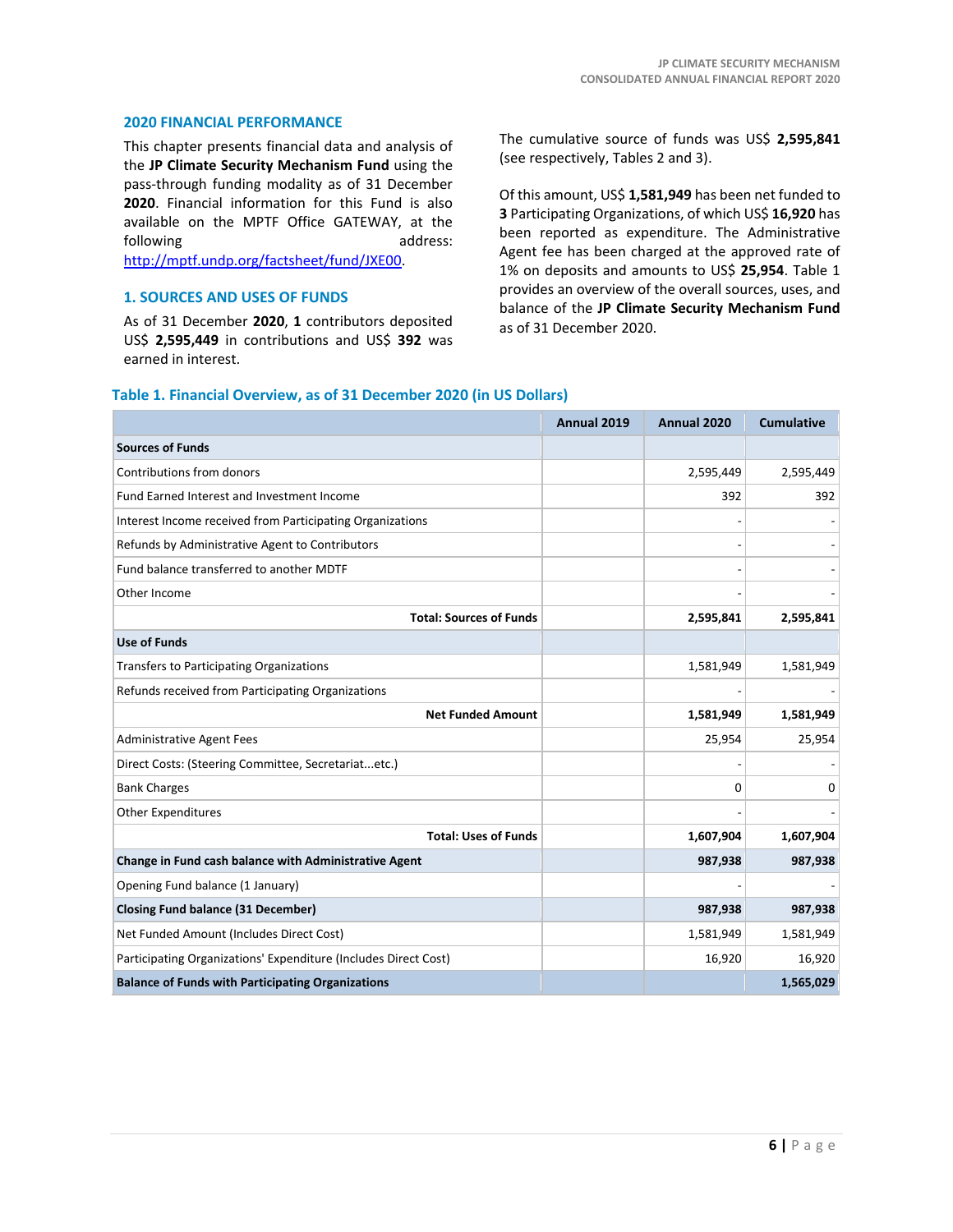## 2020 FINANCIAL PERFORMANCE

This chapter presents financial data and analysis of the **JP Climate Security Mechanism Fund** using the pass-through funding modality as of 31 December **2020**. Financial information for this Fund is also available on the MPTF Office GATEWAY, at the following address: http://mptf.undp.org/factsheet/fund/JXE00.

## 1. SOURCES AND USES OF FUNDS

As of 31 December **2020**, **1** contributors deposited US$ **2,595,449** in contributions and US$ **392** was earned in interest.

The cumulative source of funds was US$ **2,595,841** (see respectively, Tables 2 and 3).

Of this amount, US$ **1,581,949** has been net funded to **3** Participating Organizations, of which US$ **16,920** has been reported as expenditure. The Administrative Agent fee has been charged at the approved rate of 1% on deposits and amounts to US$ **25,954**. Table 1 provides an overview of the overall sources, uses, and balance of the **JP Climate Security Mechanism Fund** as of 31 December 2020.

### Table 1. Financial Overview, as of 31 December 2020 (in US Dollars)

| | Annual 2019 | Annual 2020 | Cumulative |
|---|---|---|---|
| **Sources of Funds** | | | |
| Contributions from donors | | 2,595,449 | 2,595,449 |
| Fund Earned Interest and Investment Income | | 392 | 392 |
| Interest Income received from Participating Organizations | | - | - |
| Refunds by Administrative Agent to Contributors | | - | - |
| Fund balance transferred to another MDTF | | - | - |
| Other Income | | - | - |
| **Total: Sources of Funds** | | **2,595,841** | **2,595,841** |
| **Use of Funds** | | | |
| Transfers to Participating Organizations | | 1,581,949 | 1,581,949 |
| Refunds received from Participating Organizations | | - | - |
| **Net Funded Amount** | | **1,581,949** | **1,581,949** |
| Administrative Agent Fees | | 25,954 | 25,954 |
| Direct Costs: (Steering Committee, Secretariat...etc.) | | - | - |
| Bank Charges | | 0 | 0 |
| Other Expenditures | | - | - |
| **Total: Uses of Funds** | | **1,607,904** | **1,607,904** |
| **Change in Fund cash balance with Administrative Agent** | | **987,938** | **987,938** |
| Opening Fund balance (1 January) | | - | - |
| **Closing Fund balance (31 December)** | | **987,938** | **987,938** |
| Net Funded Amount (Includes Direct Cost) | | 1,581,949 | 1,581,949 |
| Participating Organizations' Expenditure (Includes Direct Cost) | | 16,920 | 16,920 |
| **Balance of Funds with Participating Organizations** | | | **1,565,029** |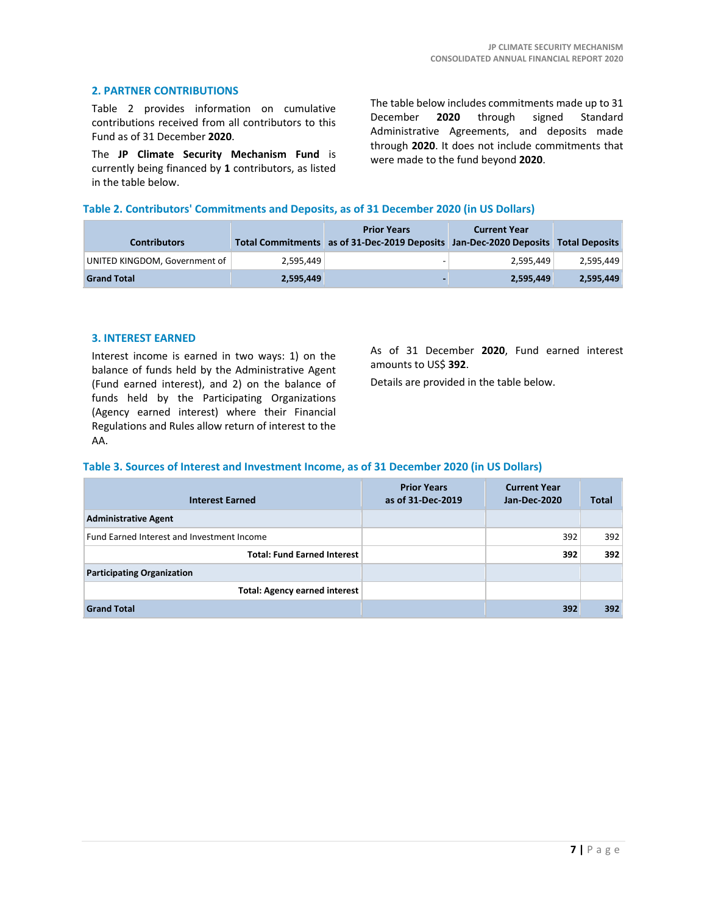## 2. PARTNER CONTRIBUTIONS

Table 2 provides information on cumulative contributions received from all contributors to this Fund as of 31 December **2020**.

The **JP Climate Security Mechanism Fund** is currently being financed by **1** contributors, as listed in the table below.

The table below includes commitments made up to 31 December **2020** through signed Standard Administrative Agreements, and deposits made through **2020**. It does not include commitments that were made to the fund beyond **2020**.

### Table 2. Contributors' Commitments and Deposits, as of 31 December 2020 (in US Dollars)

| Contributors | Total Commitments | Prior Years as of 31-Dec-2019 Deposits | Current Year Jan-Dec-2020 Deposits | Total Deposits |
|---|---|---|---|---|
| UNITED KINGDOM, Government of | 2,595,449 | - | 2,595,449 | 2,595,449 |
| **Grand Total** | **2,595,449** | **-** | **2,595,449** | **2,595,449** |

## 3. INTEREST EARNED

Interest income is earned in two ways: 1) on the balance of funds held by the Administrative Agent (Fund earned interest), and 2) on the balance of funds held by the Participating Organizations (Agency earned interest) where their Financial Regulations and Rules allow return of interest to the AA.

As of 31 December **2020**, Fund earned interest amounts to US$ **392**.

Details are provided in the table below.

### Table 3. Sources of Interest and Investment Income, as of 31 December 2020 (in US Dollars)

| Interest Earned | Prior Years as of 31-Dec-2019 | Current Year Jan-Dec-2020 | Total |
|---|---|---|---|
| **Administrative Agent** | | | |
| Fund Earned Interest and Investment Income | | 392 | 392 |
| **Total: Fund Earned Interest** | | **392** | **392** |
| **Participating Organization** | | | |
| **Total: Agency earned interest** | | | |
| **Grand Total** | | **392** | **392** |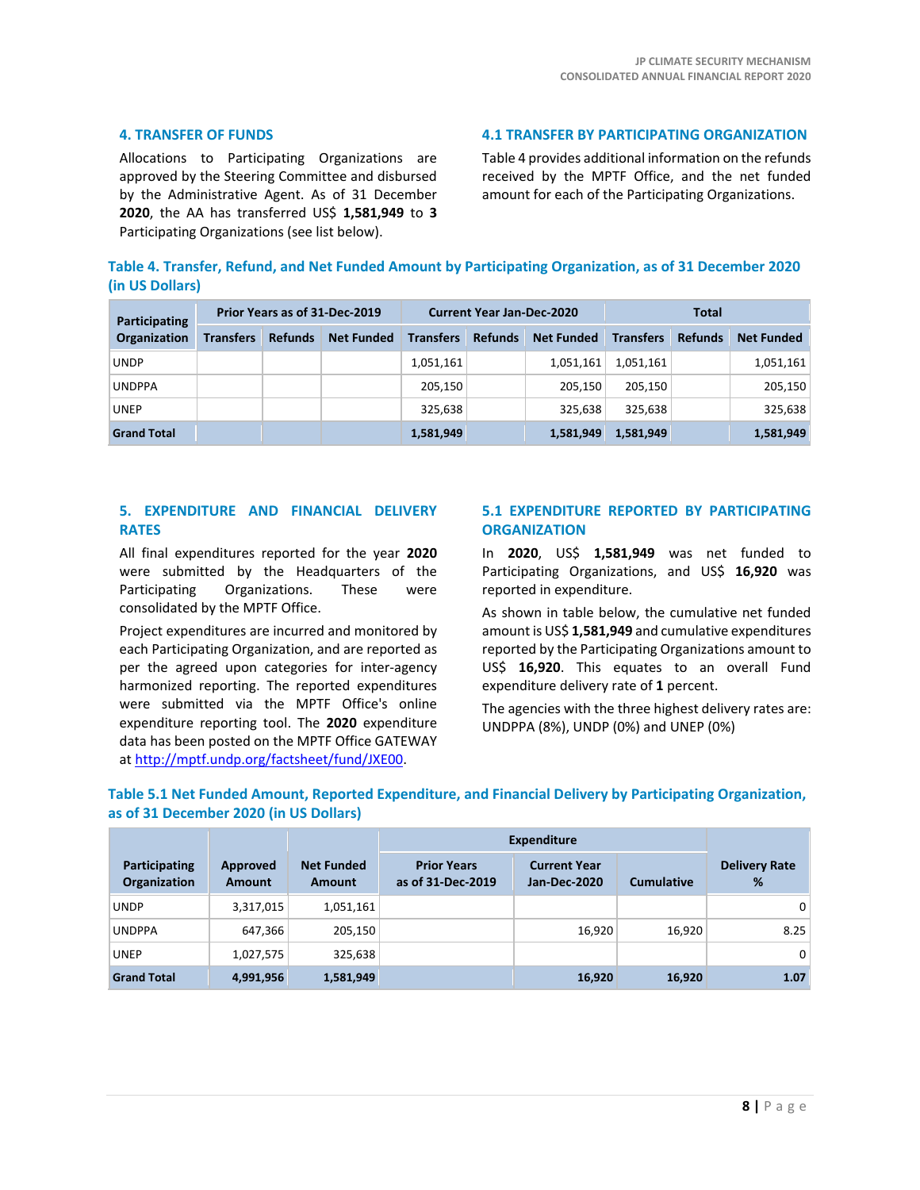## 4. TRANSFER OF FUNDS

Allocations to Participating Organizations are approved by the Steering Committee and disbursed by the Administrative Agent. As of 31 December **2020**, the AA has transferred US$ **1,581,949** to **3** Participating Organizations (see list below).

### 4.1 TRANSFER BY PARTICIPATING ORGANIZATION

Table 4 provides additional information on the refunds received by the MPTF Office, and the net funded amount for each of the Participating Organizations.

**Table 4. Transfer, Refund, and Net Funded Amount by Participating Organization, as of 31 December 2020 (in US Dollars)**

| Participating Organization | Prior Years as of 31-Dec-2019 | | | Current Year Jan-Dec-2020 | | | Total | | |
|---|---|---|---|---|---|---|---|---|---|
| | Transfers | Refunds | Net Funded | Transfers | Refunds | Net Funded | Transfers | Refunds | Net Funded |
| UNDP | | | | 1,051,161 | | 1,051,161 | 1,051,161 | | 1,051,161 |
| UNDPPA | | | | 205,150 | | 205,150 | 205,150 | | 205,150 |
| UNEP | | | | 325,638 | | 325,638 | 325,638 | | 325,638 |
| **Grand Total** | | | | **1,581,949** | | **1,581,949** | **1,581,949** | | **1,581,949** |

## 5. EXPENDITURE AND FINANCIAL DELIVERY RATES

All final expenditures reported for the year **2020** were submitted by the Headquarters of the Participating Organizations. These were consolidated by the MPTF Office.

Project expenditures are incurred and monitored by each Participating Organization, and are reported as per the agreed upon categories for inter-agency harmonized reporting. The reported expenditures were submitted via the MPTF Office's online expenditure reporting tool. The **2020** expenditure data has been posted on the MPTF Office GATEWAY at http://mptf.undp.org/factsheet/fund/JXE00.

### 5.1 EXPENDITURE REPORTED BY PARTICIPATING ORGANIZATION

In **2020**, US$ **1,581,949** was net funded to Participating Organizations, and US$ **16,920** was reported in expenditure.

As shown in table below, the cumulative net funded amount is US$ **1,581,949** and cumulative expenditures reported by the Participating Organizations amount to US$ **16,920**. This equates to an overall Fund expenditure delivery rate of **1** percent.

The agencies with the three highest delivery rates are: UNDPPA (8%), UNDP (0%) and UNEP (0%)

**Table 5.1 Net Funded Amount, Reported Expenditure, and Financial Delivery by Participating Organization, as of 31 December 2020 (in US Dollars)**

| Participating Organization | Approved Amount | Net Funded Amount | Expenditure | | | Delivery Rate % |
|---|---|---|---|---|---|---|
| | | | Prior Years as of 31-Dec-2019 | Current Year Jan-Dec-2020 | Cumulative | |
| UNDP | 3,317,015 | 1,051,161 | | | | 0 |
| UNDPPA | 647,366 | 205,150 | | 16,920 | 16,920 | 8.25 |
| UNEP | 1,027,575 | 325,638 | | | | 0 |
| **Grand Total** | **4,991,956** | **1,581,949** | | **16,920** | **16,920** | **1.07** |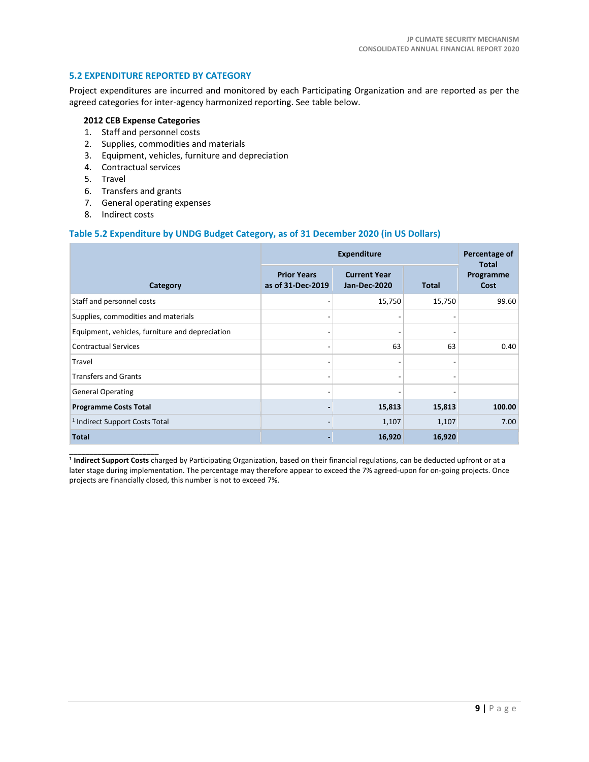## 5.2 EXPENDITURE REPORTED BY CATEGORY

Project expenditures are incurred and monitored by each Participating Organization and are reported as per the agreed categories for inter-agency harmonized reporting. See table below.

**2012 CEB Expense Categories**

1. Staff and personnel costs
2. Supplies, commodities and materials
3. Equipment, vehicles, furniture and depreciation
4. Contractual services
5. Travel
6. Transfers and grants
7. General operating expenses
8. Indirect costs

### Table 5.2 Expenditure by UNDG Budget Category, as of 31 December 2020 (in US Dollars)

| Category | Expenditure | | | Percentage of Total Programme Cost |
|---|---|---|---|---|
| | Prior Years as of 31-Dec-2019 | Current Year Jan-Dec-2020 | Total | |
| Staff and personnel costs | - | 15,750 | 15,750 | 99.60 |
| Supplies, commodities and materials | - | - | - | |
| Equipment, vehicles, furniture and depreciation | - | - | - | |
| Contractual Services | - | 63 | 63 | 0.40 |
| Travel | - | - | - | |
| Transfers and Grants | - | - | - | |
| General Operating | - | - | - | |
| **Programme Costs Total** | **-** | **15,813** | **15,813** | **100.00** |
| [1] Indirect Support Costs Total | - | 1,107 | 1,107 | 7.00 |
| **Total** | **-** | **16,920** | **16,920** | |

[1] **Indirect Support Costs** charged by Participating Organization, based on their financial regulations, can be deducted upfront or at a later stage during implementation. The percentage may therefore appear to exceed the 7% agreed-upon for on-going projects. Once projects are financially closed, this number is not to exceed 7%.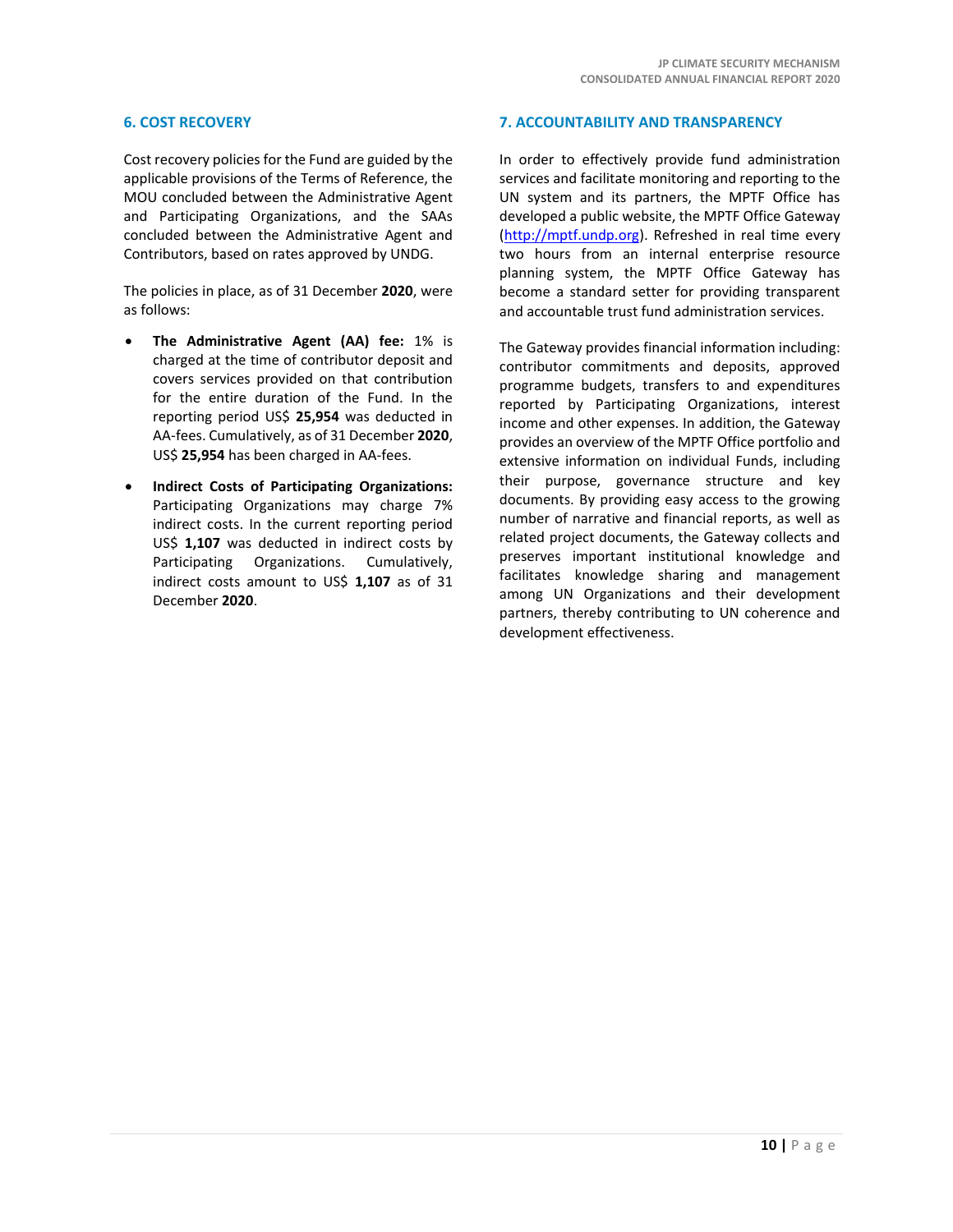## 6. COST RECOVERY

Cost recovery policies for the Fund are guided by the applicable provisions of the Terms of Reference, the MOU concluded between the Administrative Agent and Participating Organizations, and the SAAs concluded between the Administrative Agent and Contributors, based on rates approved by UNDG.

The policies in place, as of 31 December **2020**, were as follows:

- **The Administrative Agent (AA) fee:** 1% is charged at the time of contributor deposit and covers services provided on that contribution for the entire duration of the Fund. In the reporting period US$ **25,954** was deducted in AA-fees. Cumulatively, as of 31 December **2020**, US$ **25,954** has been charged in AA-fees.
- **Indirect Costs of Participating Organizations:** Participating Organizations may charge 7% indirect costs. In the current reporting period US$ **1,107** was deducted in indirect costs by Participating Organizations. Cumulatively, indirect costs amount to US$ **1,107** as of 31 December **2020**.

## 7. ACCOUNTABILITY AND TRANSPARENCY

In order to effectively provide fund administration services and facilitate monitoring and reporting to the UN system and its partners, the MPTF Office has developed a public website, the MPTF Office Gateway (http://mptf.undp.org). Refreshed in real time every two hours from an internal enterprise resource planning system, the MPTF Office Gateway has become a standard setter for providing transparent and accountable trust fund administration services.

The Gateway provides financial information including: contributor commitments and deposits, approved programme budgets, transfers to and expenditures reported by Participating Organizations, interest income and other expenses. In addition, the Gateway provides an overview of the MPTF Office portfolio and extensive information on individual Funds, including their purpose, governance structure and key documents. By providing easy access to the growing number of narrative and financial reports, as well as related project documents, the Gateway collects and preserves important institutional knowledge and facilitates knowledge sharing and management among UN Organizations and their development partners, thereby contributing to UN coherence and development effectiveness.